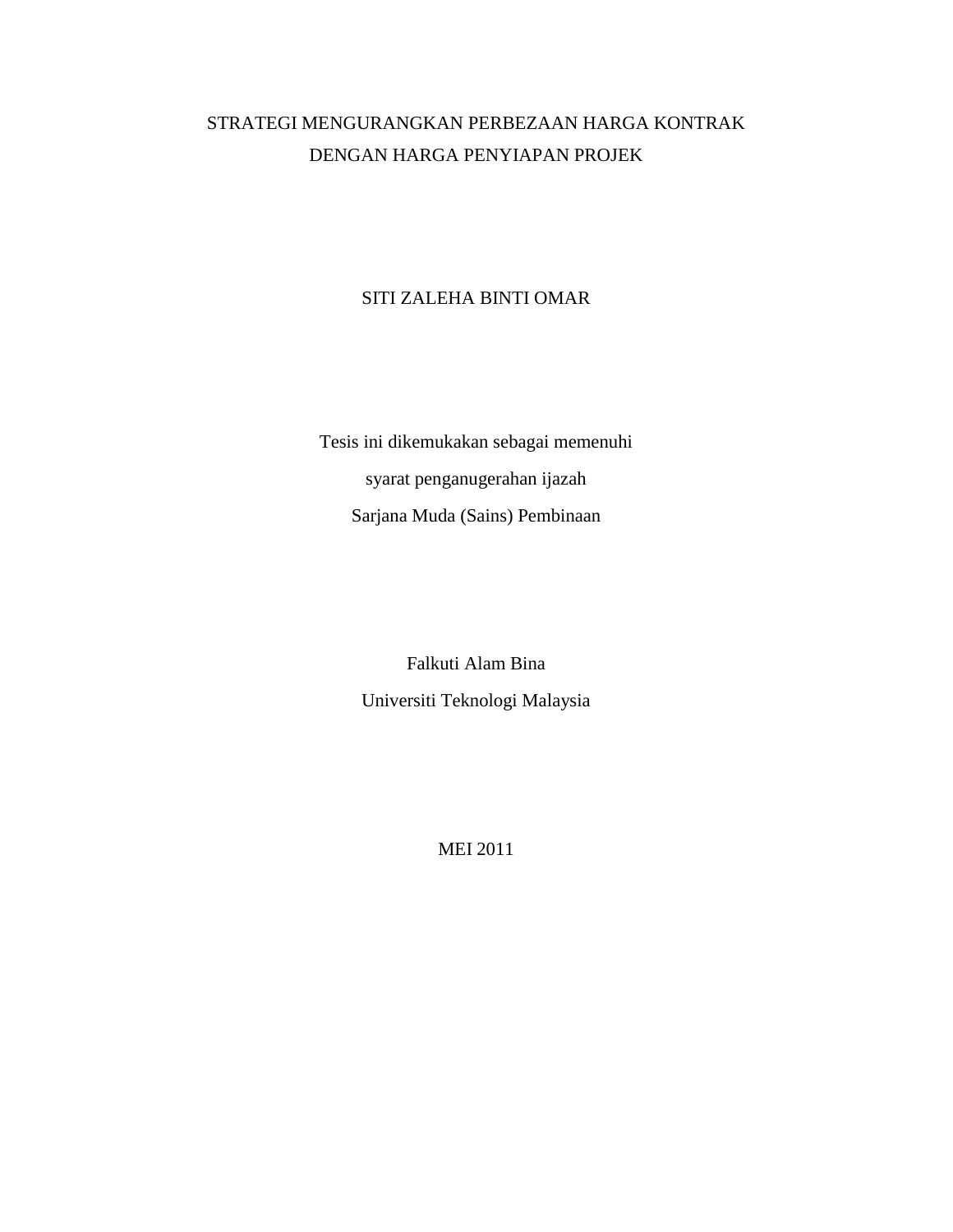# STRATEGI MENGURANGKAN PERBEZAAN HARGA KONTRAK DENGAN HARGA PENYIAPAN PROJEK

SITI ZALEHA BINTI OMAR

Tesis ini dikemukakan sebagai memenuhi

syarat penganugerahan ijazah

Sarjana Muda (Sains) Pembinaan

Falkuti Alam Bina

Universiti Teknologi Malaysia

MEI 2011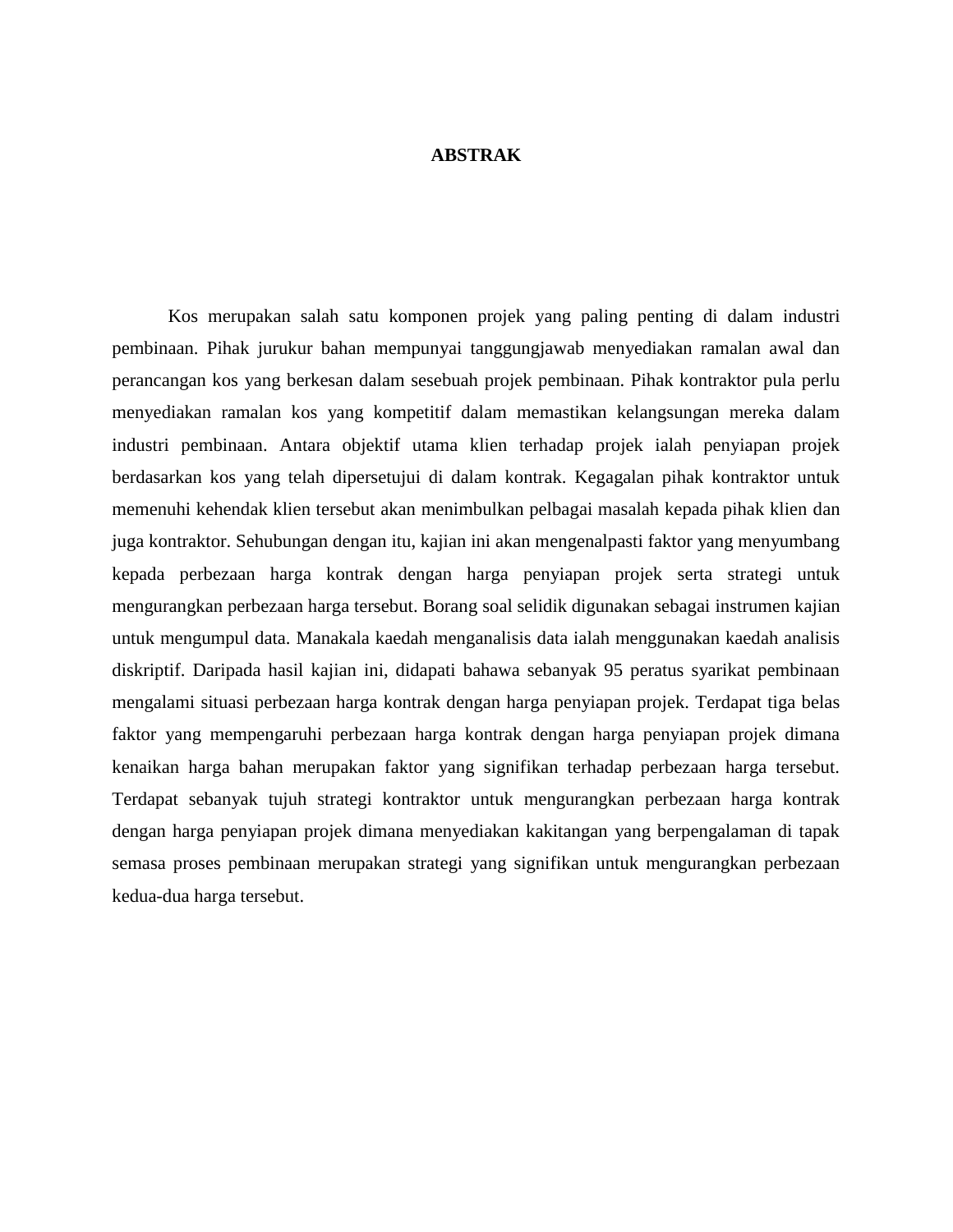# ABSTRAK

Kos merupakan salah satu komponen projek yang paling penting di dalam industri pembinaan. Pihak jurukur bahan mempunyai tanggungjawab menyediakan ramalan awal dan perancangan kos yang berkesan dalam sesebuah projek pembinaan. Pihak kontraktor pula perlu menyediakan ramalan kos yang kompetitif dalam memastikan kelangsungan mereka dalam industri pembinaan. Antara objektif utama klien terhadap projek ialah penyiapan projek berdasarkan kos yang telah dipersetujui di dalam kontrak. Kegagalan pihak kontraktor untuk memenuhi kehendak klien tersebut akan menimbulkan pelbagai masalah kepada pihak klien dan juga kontraktor. Sehubungan dengan itu, kajian ini akan mengenalpasti faktor yang menyumbang kepada perbezaan harga kontrak dengan harga penyiapan projek serta strategi untuk mengurangkan perbezaan harga tersebut. Borang soal selidik digunakan sebagai instrumen kajian untuk mengumpul data. Manakala kaedah menganalisis data ialah menggunakan kaedah analisis diskriptif. Daripada hasil kajian ini, didapati bahawa sebanyak 95 peratus syarikat pembinaan mengalami situasi perbezaan harga kontrak dengan harga penyiapan projek. Terdapat tiga belas faktor yang mempengaruhi perbezaan harga kontrak dengan harga penyiapan projek dimana kenaikan harga bahan merupakan faktor yang signifikan terhadap perbezaan harga tersebut. Terdapat sebanyak tujuh strategi kontraktor untuk mengurangkan perbezaan harga kontrak dengan harga penyiapan projek dimana menyediakan kakitangan yang berpengalaman di tapak semasa proses pembinaan merupakan strategi yang signifikan untuk mengurangkan perbezaan kedua-dua harga tersebut.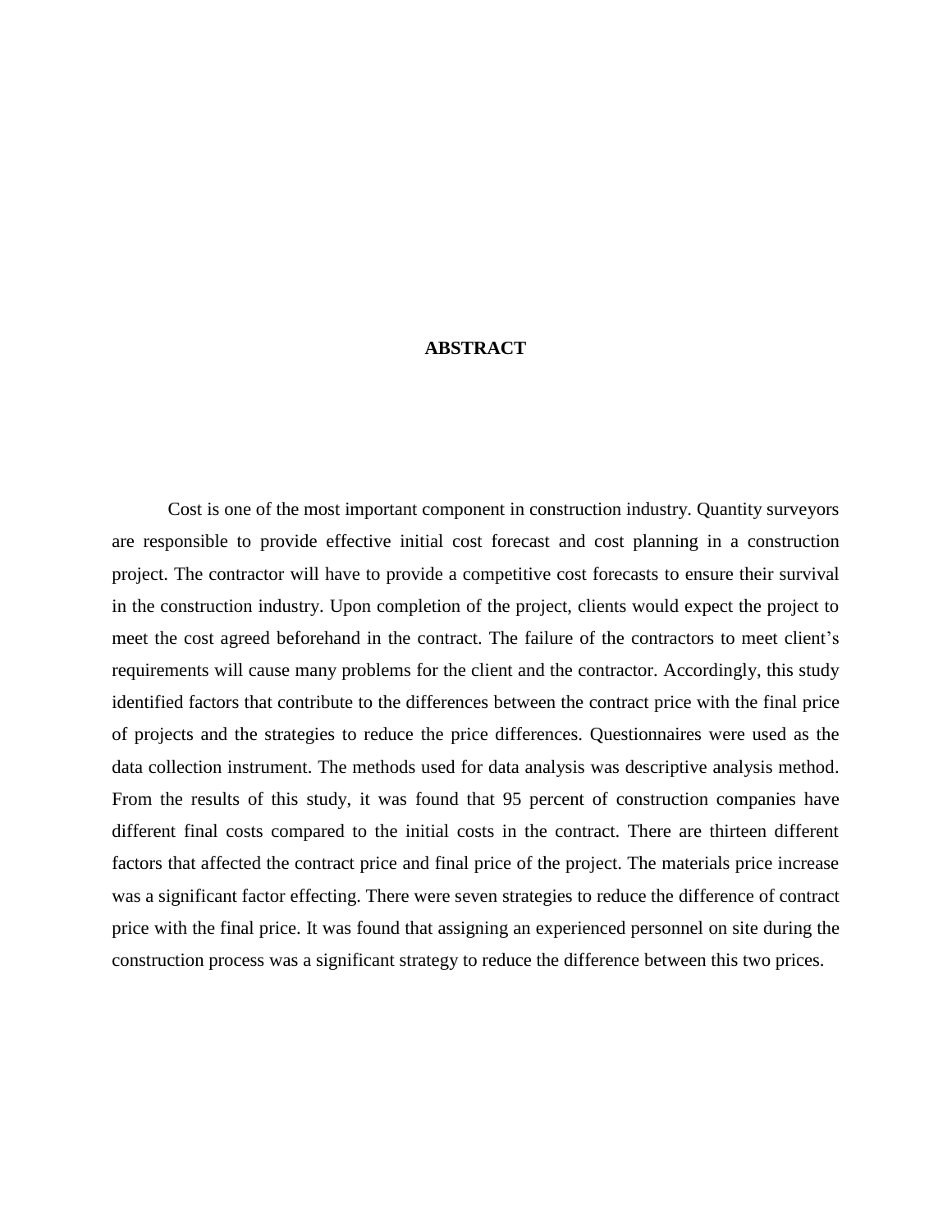# ABSTRACT

Cost is one of the most important component in construction industry. Quantity surveyors are responsible to provide effective initial cost forecast and cost planning in a construction project. The contractor will have to provide a competitive cost forecasts to ensure their survival in the construction industry. Upon completion of the project, clients would expect the project to meet the cost agreed beforehand in the contract. The failure of the contractors to meet client's requirements will cause many problems for the client and the contractor. Accordingly, this study identified factors that contribute to the differences between the contract price with the final price of projects and the strategies to reduce the price differences. Questionnaires were used as the data collection instrument. The methods used for data analysis was descriptive analysis method. From the results of this study, it was found that 95 percent of construction companies have different final costs compared to the initial costs in the contract. There are thirteen different factors that affected the contract price and final price of the project. The materials price increase was a significant factor effecting. There were seven strategies to reduce the difference of contract price with the final price. It was found that assigning an experienced personnel on site during the construction process was a significant strategy to reduce the difference between this two prices.